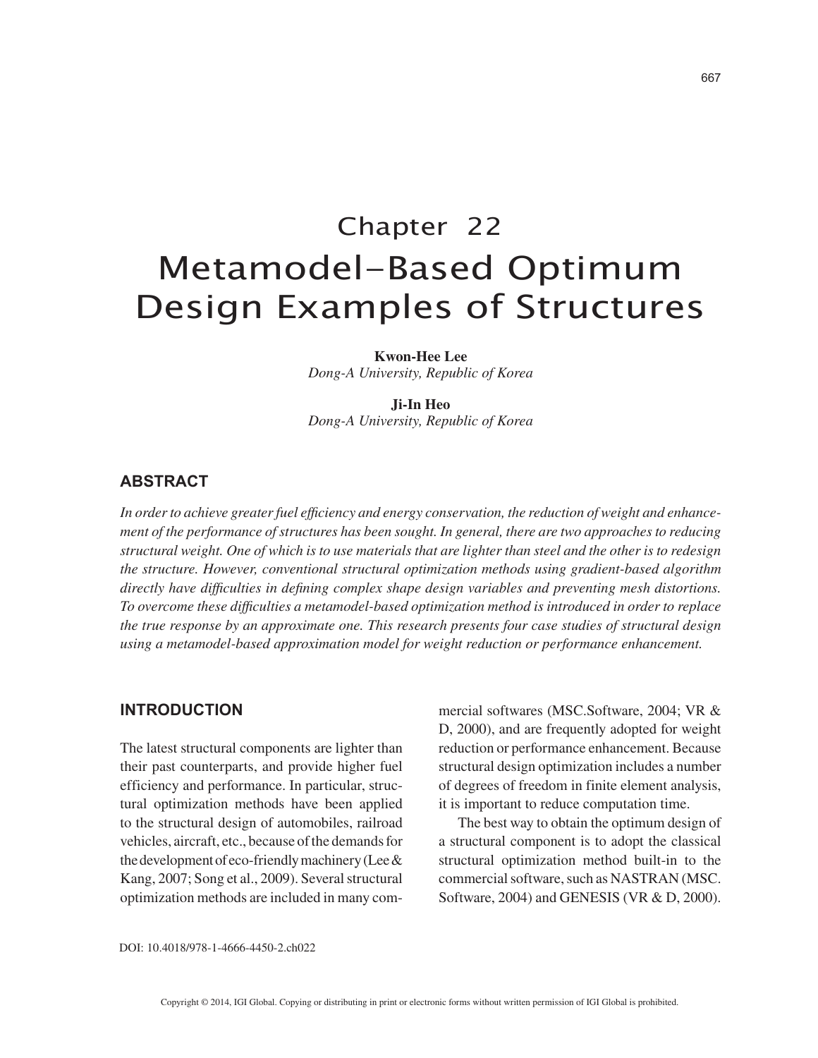# Chapter 22
# Metamodel-Based Optimum Design Examples of Structures

**Kwon-Hee Lee**
*Dong-A University, Republic of Korea*

**Ji-In Heo**
*Dong-A University, Republic of Korea*

## ABSTRACT

*In order to achieve greater fuel efficiency and energy conservation, the reduction of weight and enhancement of the performance of structures has been sought. In general, there are two approaches to reducing structural weight. One of which is to use materials that are lighter than steel and the other is to redesign the structure. However, conventional structural optimization methods using gradient-based algorithm directly have difficulties in defining complex shape design variables and preventing mesh distortions. To overcome these difficulties a metamodel-based optimization method is introduced in order to replace the true response by an approximate one. This research presents four case studies of structural design using a metamodel-based approximation model for weight reduction or performance enhancement.*

## INTRODUCTION

The latest structural components are lighter than their past counterparts, and provide higher fuel efficiency and performance. In particular, structural optimization methods have been applied to the structural design of automobiles, railroad vehicles, aircraft, etc., because of the demands for the development of eco-friendly machinery (Lee & Kang, 2007; Song et al., 2009). Several structural optimization methods are included in many commercial softwares (MSC.Software, 2004; VR & D, 2000), and are frequently adopted for weight reduction or performance enhancement. Because structural design optimization includes a number of degrees of freedom in finite element analysis, it is important to reduce computation time.

The best way to obtain the optimum design of a structural component is to adopt the classical structural optimization method built-in to the commercial software, such as NASTRAN (MSC. Software, 2004) and GENESIS (VR & D, 2000).

DOI: 10.4018/978-1-4666-4450-2.ch022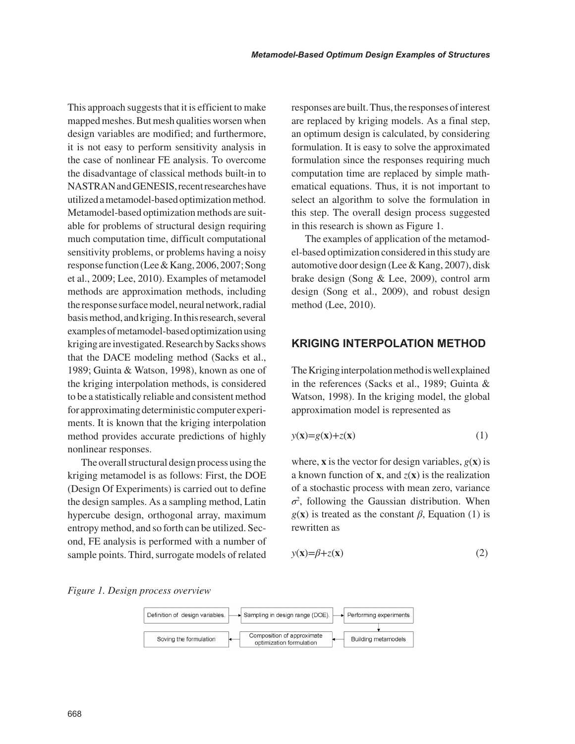This approach suggests that it is efficient to make mapped meshes. But mesh qualities worsen when design variables are modified; and furthermore, it is not easy to perform sensitivity analysis in the case of nonlinear FE analysis. To overcome the disadvantage of classical methods built-in to NASTRAN and GENESIS, recent researches have utilized a metamodel-based optimization method. Metamodel-based optimization methods are suitable for problems of structural design requiring much computation time, difficult computational sensitivity problems, or problems having a noisy response function (Lee & Kang, 2006, 2007; Song et al., 2009; Lee, 2010). Examples of metamodel methods are approximation methods, including the response surface model, neural network, radial basis method, and kriging. In this research, several examples of metamodel-based optimization using kriging are investigated. Research by Sacks shows that the DACE modeling method (Sacks et al., 1989; Guinta & Watson, 1998), known as one of the kriging interpolation methods, is considered to be a statistically reliable and consistent method for approximating deterministic computer experiments. It is known that the kriging interpolation method provides accurate predictions of highly nonlinear responses.

The overall structural design process using the kriging metamodel is as follows: First, the DOE (Design Of Experiments) is carried out to define the design samples. As a sampling method, Latin hypercube design, orthogonal array, maximum entropy method, and so forth can be utilized. Second, FE analysis is performed with a number of sample points. Third, surrogate models of related responses are built. Thus, the responses of interest are replaced by kriging models. As a final step, an optimum design is calculated, by considering formulation. It is easy to solve the approximated formulation since the responses requiring much computation time are replaced by simple mathematical equations. Thus, it is not important to select an algorithm to solve the formulation in this step. The overall design process suggested in this research is shown as Figure 1.

The examples of application of the metamodel-based optimization considered in this study are automotive door design (Lee & Kang, 2007), disk brake design (Song & Lee, 2009), control arm design (Song et al., 2009), and robust design method (Lee, 2010).

*Figure 1. Design process overview*

Definition of design variables. → Sampling in design range (DOE). → Performing experiments → Building metamodels → Composition of approximate optimization formulation → Soving the formulation

## KRIGING INTERPOLATION METHOD

The Kriging interpolation method is well explained in the references (Sacks et al., 1989; Guinta & Watson, 1998). In the kriging model, the global approximation model is represented as

$$y(\mathbf{x})=g(\mathbf{x})+z(\mathbf{x}) \tag{1}$$

where, $\mathbf{x}$ is the vector for design variables, $g(\mathbf{x})$ is a known function of $\mathbf{x}$, and $z(\mathbf{x})$ is the realization of a stochastic process with mean zero, variance $\sigma^2$, following the Gaussian distribution. When $g(\mathbf{x})$ is treated as the constant $\beta$, Equation (1) is rewritten as

$$y(\mathbf{x})=\beta+z(\mathbf{x}) \tag{2}$$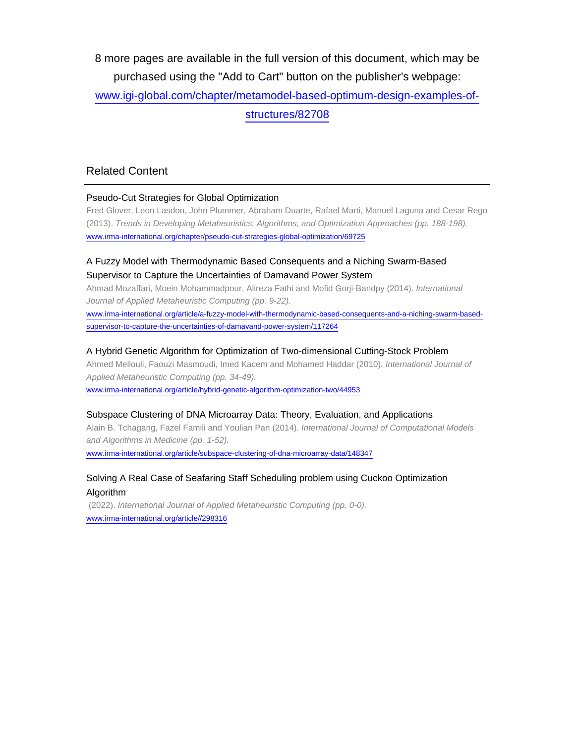8 more pages are available in the full version of this document, which may be purchased using the "Add to Cart" button on the publisher's webpage: [www.igi-global.com/chapter/metamodel-based-optimum-design-examples-of-structures/82708](www.igi-global.com/chapter/metamodel-based-optimum-design-examples-of-structures/82708)

## Related Content

**Pseudo-Cut Strategies for Global Optimization**

Fred Glover, Leon Lasdon, John Plummer, Abraham Duarte, Rafael Marti, Manuel Laguna and Cesar Rego (2013). *Trends in Developing Metaheuristics, Algorithms, and Optimization Approaches (pp. 188-198).*

[www.irma-international.org/chapter/pseudo-cut-strategies-global-optimization/69725](www.irma-international.org/chapter/pseudo-cut-strategies-global-optimization/69725)

**A Fuzzy Model with Thermodynamic Based Consequents and a Niching Swarm-Based Supervisor to Capture the Uncertainties of Damavand Power System**

Ahmad Mozaffari, Moein Mohammadpour, Alireza Fathi and Mofid Gorji-Bandpy (2014). *International Journal of Applied Metaheuristic Computing (pp. 9-22).*

[www.irma-international.org/article/a-fuzzy-model-with-thermodynamic-based-consequents-and-a-niching-swarm-based-supervisor-to-capture-the-uncertainties-of-damavand-power-system/117264](www.irma-international.org/article/a-fuzzy-model-with-thermodynamic-based-consequents-and-a-niching-swarm-based-supervisor-to-capture-the-uncertainties-of-damavand-power-system/117264)

**A Hybrid Genetic Algorithm for Optimization of Two-dimensional Cutting-Stock Problem**

Ahmed Mellouli, Faouzi Masmoudi, Imed Kacem and Mohamed Haddar (2010). *International Journal of Applied Metaheuristic Computing (pp. 34-49).*

[www.irma-international.org/article/hybrid-genetic-algorithm-optimization-two/44953](www.irma-international.org/article/hybrid-genetic-algorithm-optimization-two/44953)

**Subspace Clustering of DNA Microarray Data: Theory, Evaluation, and Applications**

Alain B. Tchagang, Fazel Famili and Youlian Pan (2014). *International Journal of Computational Models and Algorithms in Medicine (pp. 1-52).*

[www.irma-international.org/article/subspace-clustering-of-dna-microarray-data/148347](www.irma-international.org/article/subspace-clustering-of-dna-microarray-data/148347)

**Solving A Real Case of Seafaring Staff Scheduling problem using Cuckoo Optimization Algorithm**

(2022). *International Journal of Applied Metaheuristic Computing (pp. 0-0).*

[www.irma-international.org/article//298316](www.irma-international.org/article//298316)